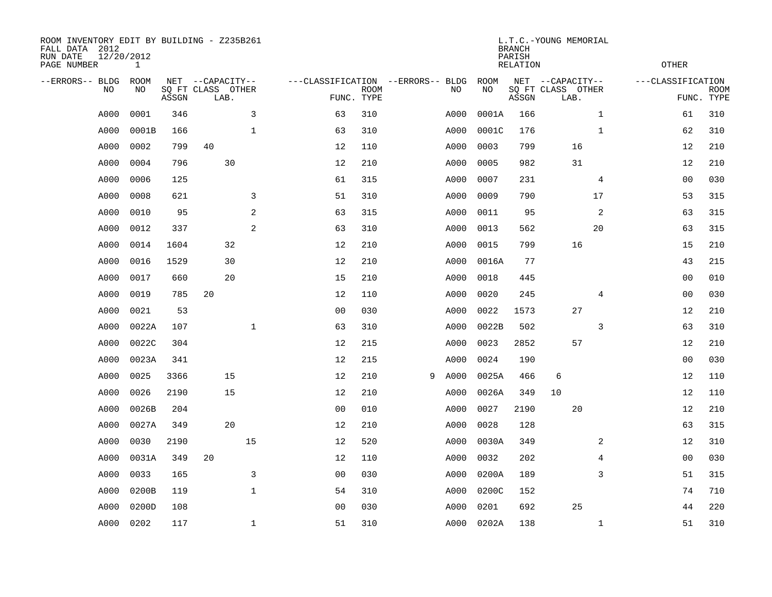ROOM INVENTORY EDIT BY BUILDING - Z235B261
FALL DATA 2012
RUN DATE 12/20/2012
PAGE NUMBER 1

L.T.C.-YOUNG MEMORIAL
BRANCH
PARISH
RELATION

| --ERRORS-- | BLDG NO | ROOM NO | NET SQ FT ASSGN | CAPACITY CLASS | CAPACITY LAB. | CAPACITY OTHER | CLASSIFICATION FUNC. | ROOM TYPE | --ERRORS-- | BLDG NO | ROOM NO | NET SQ FT ASSGN | CAPACITY CLASS | CAPACITY LAB. | CAPACITY OTHER | OTHER CLASSIFICATION FUNC. | ROOM TYPE |
|---|---|---|---|---|---|---|---|---|---|---|---|---|---|---|---|---|---|
| | A000 | 0001 | 346 | | | 3 | 63 | 310 | | A000 | 0001A | 166 | | | 1 | 61 | 310 |
| | A000 | 0001B | 166 | | | 1 | 63 | 310 | | A000 | 0001C | 176 | | | 1 | 62 | 310 |
| | A000 | 0002 | 799 | 40 | | | 12 | 110 | | A000 | 0003 | 799 | | 16 | | 12 | 210 |
| | A000 | 0004 | 796 | | 30 | | 12 | 210 | | A000 | 0005 | 982 | | 31 | | 12 | 210 |
| | A000 | 0006 | 125 | | | | 61 | 315 | | A000 | 0007 | 231 | | | 4 | 00 | 030 |
| | A000 | 0008 | 621 | | | 3 | 51 | 310 | | A000 | 0009 | 790 | | | 17 | 53 | 315 |
| | A000 | 0010 | 95 | | | 2 | 63 | 315 | | A000 | 0011 | 95 | | | 2 | 63 | 315 |
| | A000 | 0012 | 337 | | | 2 | 63 | 310 | | A000 | 0013 | 562 | | | 20 | 63 | 315 |
| | A000 | 0014 | 1604 | | 32 | | 12 | 210 | | A000 | 0015 | 799 | | 16 | | 15 | 210 |
| | A000 | 0016 | 1529 | | 30 | | 12 | 210 | | A000 | 0016A | 77 | | | | 43 | 215 |
| | A000 | 0017 | 660 | | 20 | | 15 | 210 | | A000 | 0018 | 445 | | | | 00 | 010 |
| | A000 | 0019 | 785 | 20 | | | 12 | 110 | | A000 | 0020 | 245 | | | 4 | 00 | 030 |
| | A000 | 0021 | 53 | | | | 00 | 030 | | A000 | 0022 | 1573 | | 27 | | 12 | 210 |
| | A000 | 0022A | 107 | | | 1 | 63 | 310 | | A000 | 0022B | 502 | | | 3 | 63 | 310 |
| | A000 | 0022C | 304 | | | | 12 | 215 | | A000 | 0023 | 2852 | | 57 | | 12 | 210 |
| | A000 | 0023A | 341 | | | | 12 | 215 | | A000 | 0024 | 190 | | | | 00 | 030 |
| | A000 | 0025 | 3366 | | 15 | | 12 | 210 | 9 | A000 | 0025A | 466 | 6 | | | 12 | 110 |
| | A000 | 0026 | 2190 | | 15 | | 12 | 210 | | A000 | 0026A | 349 | 10 | | | 12 | 110 |
| | A000 | 0026B | 204 | | | | 00 | 010 | | A000 | 0027 | 2190 | | 20 | | 12 | 210 |
| | A000 | 0027A | 349 | | 20 | | 12 | 210 | | A000 | 0028 | 128 | | | | 63 | 315 |
| | A000 | 0030 | 2190 | | | 15 | 12 | 520 | | A000 | 0030A | 349 | | | 2 | 12 | 310 |
| | A000 | 0031A | 349 | 20 | | | 12 | 110 | | A000 | 0032 | 202 | | | 4 | 00 | 030 |
| | A000 | 0033 | 165 | | | 3 | 00 | 030 | | A000 | 0200A | 189 | | | 3 | 51 | 315 |
| | A000 | 0200B | 119 | | | 1 | 54 | 310 | | A000 | 0200C | 152 | | | | 74 | 710 |
| | A000 | 0200D | 108 | | | | 00 | 030 | | A000 | 0201 | 692 | | 25 | | 44 | 220 |
| | A000 | 0202 | 117 | | | 1 | 51 | 310 | | A000 | 0202A | 138 | | | 1 | 51 | 310 |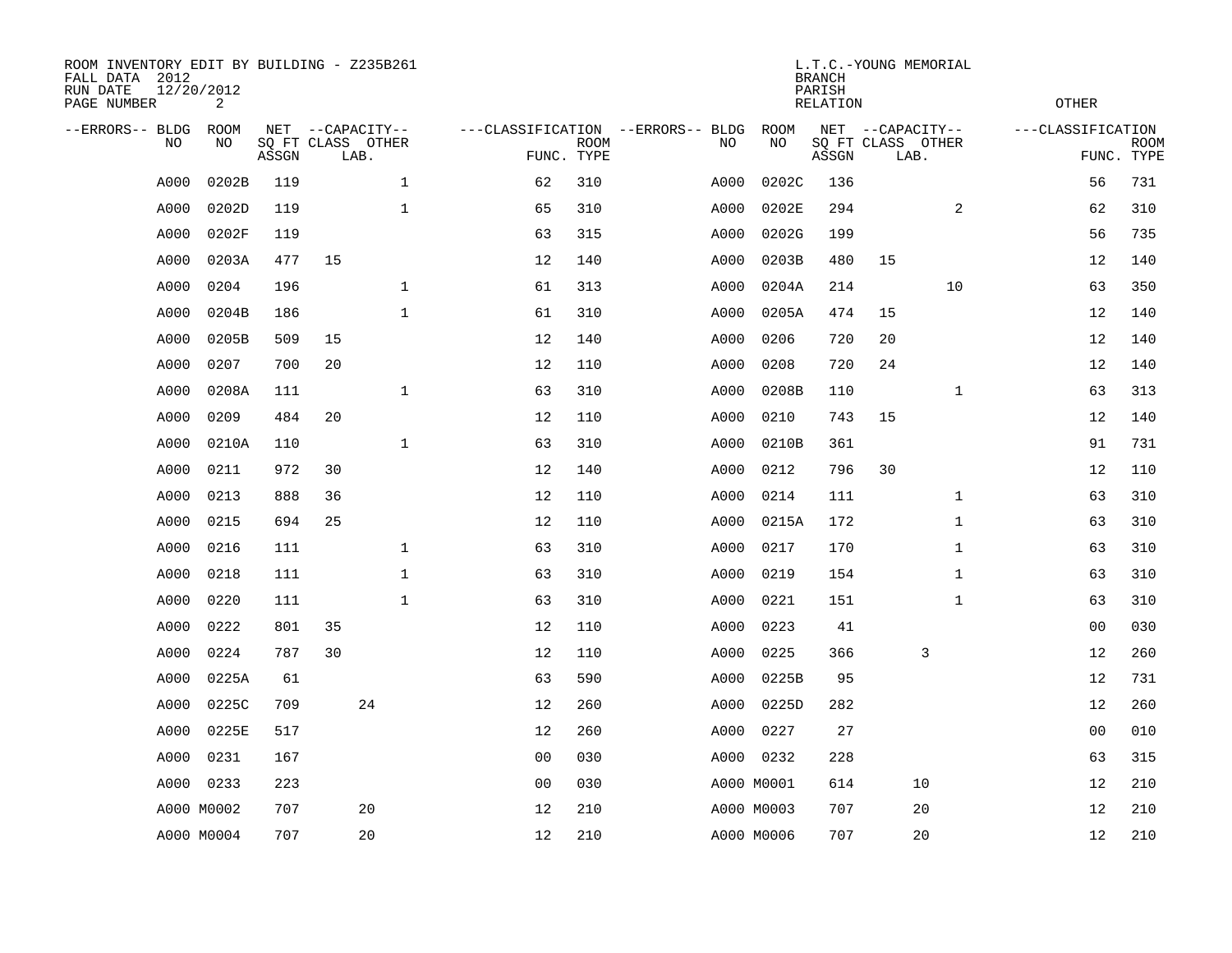ROOM INVENTORY EDIT BY BUILDING - Z235B261
FALL DATA 2012
RUN DATE 12/20/2012
PAGE NUMBER 2

L.T.C.-YOUNG MEMORIAL
BRANCH
PARISH
RELATION

OTHER

| --ERRORS-- | BLDG NO | ROOM NO | NET SQ FT ASSGN | CAPACITY CLASS LAB. | CAPACITY OTHER | CLASSIFICATION FUNC. | ROOM TYPE | --ERRORS-- | BLDG NO | ROOM NO | NET SQ FT ASSGN | CAPACITY CLASS LAB. | CAPACITY OTHER | CLASSIFICATION FUNC. | ROOM TYPE |
|---|---|---|---|---|---|---|---|---|---|---|---|---|---|---|---|
| | A000 | 0202B | 119 | | 1 | 62 | 310 | | A000 | 0202C | 136 | | | 56 | 731 |
| | A000 | 0202D | 119 | | 1 | 65 | 310 | | A000 | 0202E | 294 | | 2 | 62 | 310 |
| | A000 | 0202F | 119 | | | 63 | 315 | | A000 | 0202G | 199 | | | 56 | 735 |
| | A000 | 0203A | 477 | 15 | | 12 | 140 | | A000 | 0203B | 480 | 15 | | 12 | 140 |
| | A000 | 0204 | 196 | | 1 | 61 | 313 | | A000 | 0204A | 214 | | 10 | 63 | 350 |
| | A000 | 0204B | 186 | | 1 | 61 | 310 | | A000 | 0205A | 474 | 15 | | 12 | 140 |
| | A000 | 0205B | 509 | 15 | | 12 | 140 | | A000 | 0206 | 720 | 20 | | 12 | 140 |
| | A000 | 0207 | 700 | 20 | | 12 | 110 | | A000 | 0208 | 720 | 24 | | 12 | 140 |
| | A000 | 0208A | 111 | | 1 | 63 | 310 | | A000 | 0208B | 110 | | 1 | 63 | 313 |
| | A000 | 0209 | 484 | 20 | | 12 | 110 | | A000 | 0210 | 743 | 15 | | 12 | 140 |
| | A000 | 0210A | 110 | | 1 | 63 | 310 | | A000 | 0210B | 361 | | | 91 | 731 |
| | A000 | 0211 | 972 | 30 | | 12 | 140 | | A000 | 0212 | 796 | 30 | | 12 | 110 |
| | A000 | 0213 | 888 | 36 | | 12 | 110 | | A000 | 0214 | 111 | | 1 | 63 | 310 |
| | A000 | 0215 | 694 | 25 | | 12 | 110 | | A000 | 0215A | 172 | | 1 | 63 | 310 |
| | A000 | 0216 | 111 | | 1 | 63 | 310 | | A000 | 0217 | 170 | | 1 | 63 | 310 |
| | A000 | 0218 | 111 | | 1 | 63 | 310 | | A000 | 0219 | 154 | | 1 | 63 | 310 |
| | A000 | 0220 | 111 | | 1 | 63 | 310 | | A000 | 0221 | 151 | | 1 | 63 | 310 |
| | A000 | 0222 | 801 | 35 | | 12 | 110 | | A000 | 0223 | 41 | | | 00 | 030 |
| | A000 | 0224 | 787 | 30 | | 12 | 110 | | A000 | 0225 | 366 | 3 | | 12 | 260 |
| | A000 | 0225A | 61 | | | 63 | 590 | | A000 | 0225B | 95 | | | 12 | 731 |
| | A000 | 0225C | 709 | 24 | | 12 | 260 | | A000 | 0225D | 282 | | | 12 | 260 |
| | A000 | 0225E | 517 | | | 12 | 260 | | A000 | 0227 | 27 | | | 00 | 010 |
| | A000 | 0231 | 167 | | | 00 | 030 | | A000 | 0232 | 228 | | | 63 | 315 |
| | A000 | 0233 | 223 | | | 00 | 030 | | A000 | M0001 | 614 | 10 | | 12 | 210 |
| | A000 | M0002 | 707 | 20 | | 12 | 210 | | A000 | M0003 | 707 | 20 | | 12 | 210 |
| | A000 | M0004 | 707 | 20 | | 12 | 210 | | A000 | M0006 | 707 | 20 | | 12 | 210 |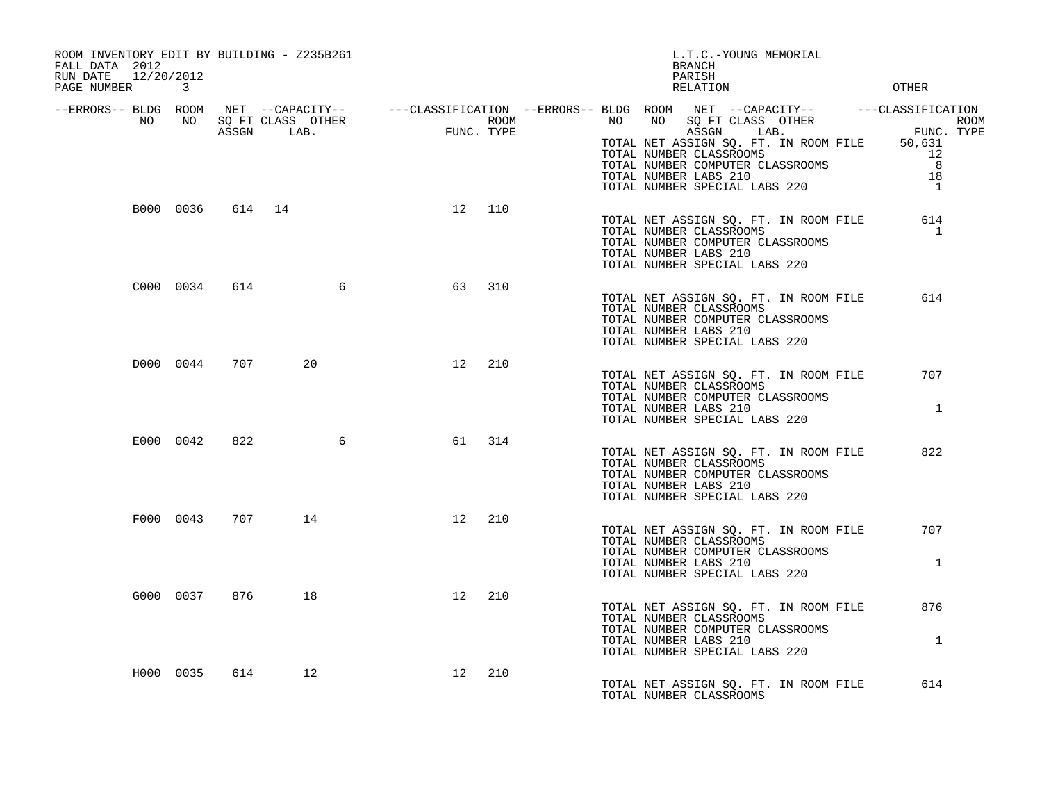ROOM INVENTORY EDIT BY BUILDING - Z235B261
FALL DATA 2012
RUN DATE 12/20/2012
PAGE NUMBER 3

L.T.C.-YOUNG MEMORIAL
BRANCH
PARISH
RELATION
OTHER

| --ERRORS-- | BLDG NO | ROOM NO | NET SQ FT ASSGN | CAPACITY CLASS | CAPACITY LAB. | CAPACITY OTHER | CLASSIFICATION FUNC. | ROOM TYPE |
|---|---|---|---|---|---|---|---|---|
| | B000 | 0036 | 614 | 14 | | | 12 | 110 |
| | C000 | 0034 | 614 | | | 6 | 63 | 310 |
| | D000 | 0044 | 707 | | 20 | | 12 | 210 |
| | E000 | 0042 | 822 | | | 6 | 61 | 314 |
| | F000 | 0043 | 707 | | 14 | | 12 | 210 |
| | G000 | 0037 | 876 | | 18 | | 12 | 210 |
| | H000 | 0035 | 614 | | 12 | | 12 | 210 |

| | Campus total | B000 | C000 | D000 | E000 | F000 | G000 | H000 |
|---|---|---|---|---|---|---|---|---|
| TOTAL NET ASSIGN SQ. FT. IN ROOM FILE | 50,631 | 614 | 614 | 707 | 822 | 707 | 876 | 614 |
| TOTAL NUMBER CLASSROOMS | 12 | 1 | | | | | | |
| TOTAL NUMBER COMPUTER CLASSROOMS | 8 | | | | | | | |
| TOTAL NUMBER LABS 210 | 18 | | | 1 | | 1 | 1 | |
| TOTAL NUMBER SPECIAL LABS 220 | 1 | | | | | | | |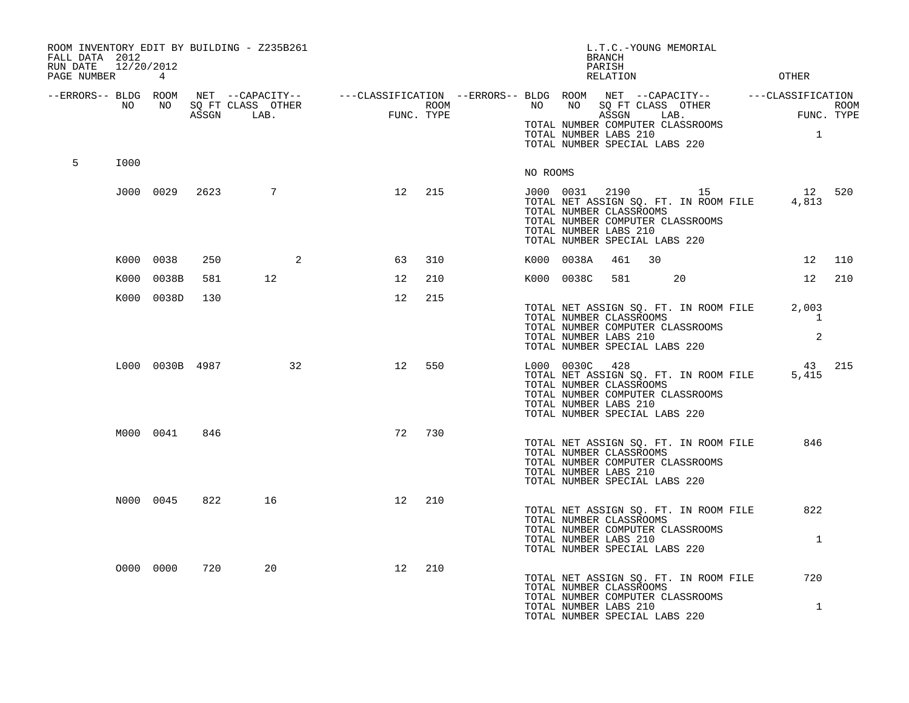ROOM INVENTORY EDIT BY BUILDING - Z235B261
FALL DATA 2012
RUN DATE 12/20/2012

L.T.C.-YOUNG MEMORIAL
BRANCH
PARISH
RELATION
OTHER

| --ERRORS-- | BLDG NO | ROOM NO | NET SQ FT ASSGN | CAPACITY CLASS LAB. | CAPACITY OTHER | CLASSIFICATION FUNC. | ROOM TYPE | --ERRORS-- | BLDG NO | ROOM NO | NET SQ FT ASSGN | CAPACITY CLASS LAB. | CAPACITY OTHER | CLASSIFICATION FUNC. | ROOM TYPE |
|---|---|---|---|---|---|---|---|---|---|---|---|---|---|---|---|
| | | | | | | | | | TOTAL NUMBER COMPUTER CLASSROOMS | | | | | | |
| | | | | | | | | | TOTAL NUMBER LABS 210 | | | | | 1 | |
| | | | | | | | | | TOTAL NUMBER SPECIAL LABS 220 | | | | | | |
| 5 | I000 | | | | | | | | NO ROOMS | | | | | | |
| | J000 | 0029 | 2623 | 7 | | 12 | 215 | | J000 | 0031 | 2190 | | 15 | 12 | 520 |
| | | | | | | | | | TOTAL NET ASSIGN SQ. FT. IN ROOM FILE | | | | | 4,813 | |
| | | | | | | | | | TOTAL NUMBER CLASSROOMS | | | | | | |
| | | | | | | | | | TOTAL NUMBER COMPUTER CLASSROOMS | | | | | | |
| | | | | | | | | | TOTAL NUMBER LABS 210 | | | | | | |
| | | | | | | | | | TOTAL NUMBER SPECIAL LABS 220 | | | | | | |
| | K000 | 0038 | 250 | | 2 | 63 | 310 | | K000 | 0038A | 461 | 30 | | 12 | 110 |
| | K000 | 0038B | 581 | 12 | | 12 | 210 | | K000 | 0038C | 581 | 20 | | 12 | 210 |
| | K000 | 0038D | 130 | | | 12 | 215 | | | | | | | | |
| | | | | | | | | | TOTAL NET ASSIGN SQ. FT. IN ROOM FILE | | | | | 2,003 | |
| | | | | | | | | | TOTAL NUMBER CLASSROOMS | | | | | 1 | |
| | | | | | | | | | TOTAL NUMBER COMPUTER CLASSROOMS | | | | | | |
| | | | | | | | | | TOTAL NUMBER LABS 210 | | | | | 2 | |
| | | | | | | | | | TOTAL NUMBER SPECIAL LABS 220 | | | | | | |
| | L000 | 0030B | 4987 | | 32 | 12 | 550 | | L000 | 0030C | 428 | | | 43 | 215 |
| | | | | | | | | | TOTAL NET ASSIGN SQ. FT. IN ROOM FILE | | | | | 5,415 | |
| | | | | | | | | | TOTAL NUMBER CLASSROOMS | | | | | | |
| | | | | | | | | | TOTAL NUMBER COMPUTER CLASSROOMS | | | | | | |
| | | | | | | | | | TOTAL NUMBER LABS 210 | | | | | | |
| | | | | | | | | | TOTAL NUMBER SPECIAL LABS 220 | | | | | | |
| | M000 | 0041 | 846 | | | 72 | 730 | | | | | | | | |
| | | | | | | | | | TOTAL NET ASSIGN SQ. FT. IN ROOM FILE | | | | | 846 | |
| | | | | | | | | | TOTAL NUMBER CLASSROOMS | | | | | | |
| | | | | | | | | | TOTAL NUMBER COMPUTER CLASSROOMS | | | | | | |
| | | | | | | | | | TOTAL NUMBER LABS 210 | | | | | | |
| | | | | | | | | | TOTAL NUMBER SPECIAL LABS 220 | | | | | | |
| | N000 | 0045 | 822 | 16 | | 12 | 210 | | | | | | | | |
| | | | | | | | | | TOTAL NET ASSIGN SQ. FT. IN ROOM FILE | | | | | 822 | |
| | | | | | | | | | TOTAL NUMBER CLASSROOMS | | | | | | |
| | | | | | | | | | TOTAL NUMBER COMPUTER CLASSROOMS | | | | | | |
| | | | | | | | | | TOTAL NUMBER LABS 210 | | | | | 1 | |
| | | | | | | | | | TOTAL NUMBER SPECIAL LABS 220 | | | | | | |
| | O000 | 0000 | 720 | 20 | | 12 | 210 | | | | | | | | |
| | | | | | | | | | TOTAL NET ASSIGN SQ. FT. IN ROOM FILE | | | | | 720 | |
| | | | | | | | | | TOTAL NUMBER CLASSROOMS | | | | | | |
| | | | | | | | | | TOTAL NUMBER COMPUTER CLASSROOMS | | | | | | |
| | | | | | | | | | TOTAL NUMBER LABS 210 | | | | | 1 | |
| | | | | | | | | | TOTAL NUMBER SPECIAL LABS 220 | | | | | | |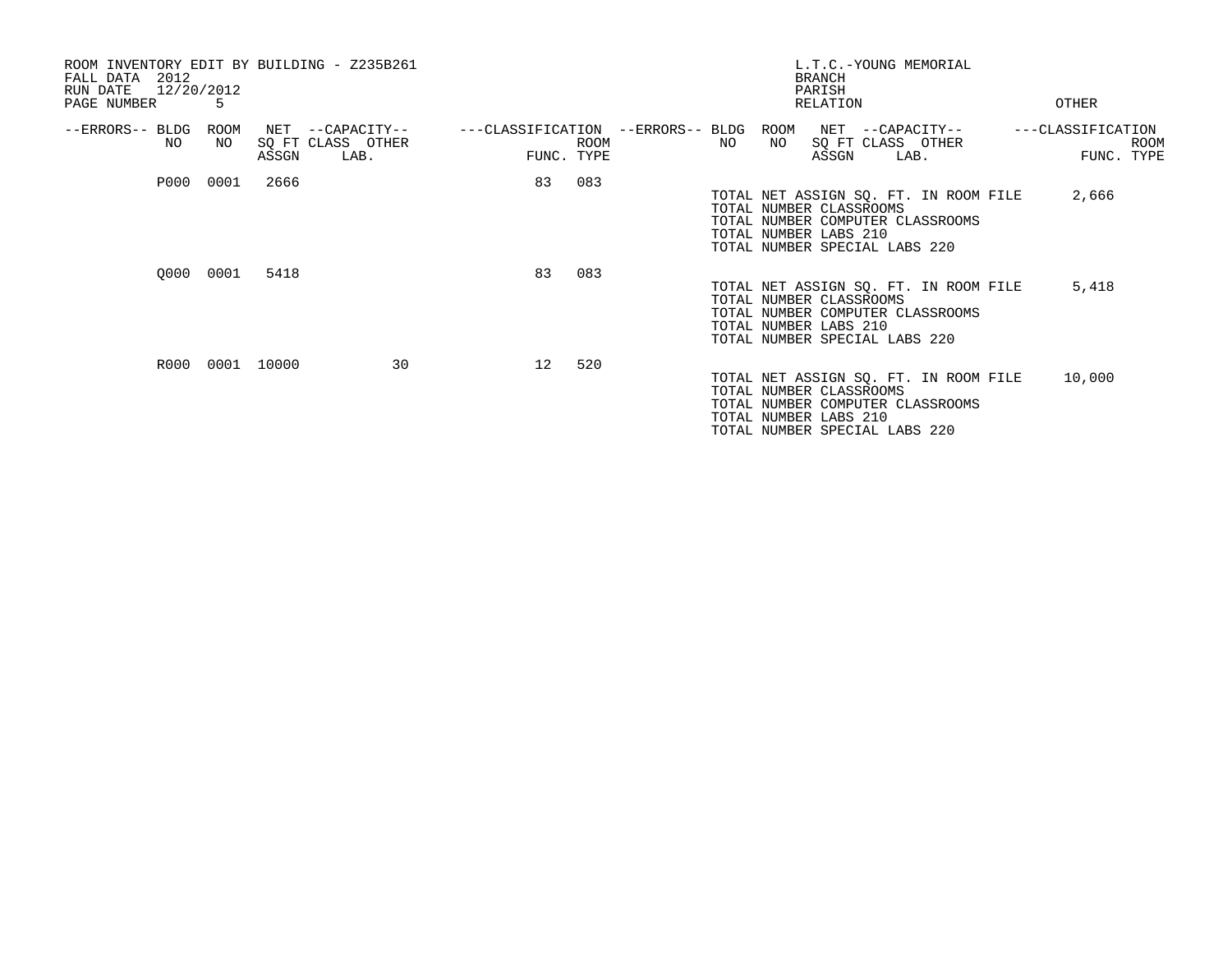ROOM INVENTORY EDIT BY BUILDING - Z235B261
FALL DATA 2012
RUN DATE 12/20/2012

L.T.C.-YOUNG MEMORIAL
BRANCH
PARISH
RELATION

OTHER

| --ERRORS-- | BLDG NO | ROOM NO | NET SQ FT ASSGN | --CAPACITY-- CLASS | OTHER LAB. | ---CLASSIFICATION FUNC. | ROOM TYPE |
|---|---|---|---|---|---|---|---|
| | P000 | 0001 | 2666 | | | 83 | 083 |
| | Q000 | 0001 | 5418 | | | 83 | 083 |
| | R000 | 0001 | 10000 | | 30 | 12 | 520 |

**P000**

TOTAL NET ASSIGN SQ. FT. IN ROOM FILE 2,666
TOTAL NUMBER CLASSROOMS
TOTAL NUMBER COMPUTER CLASSROOMS
TOTAL NUMBER LABS 210
TOTAL NUMBER SPECIAL LABS 220

**Q000**

TOTAL NET ASSIGN SQ. FT. IN ROOM FILE 5,418
TOTAL NUMBER CLASSROOMS
TOTAL NUMBER COMPUTER CLASSROOMS
TOTAL NUMBER LABS 210
TOTAL NUMBER SPECIAL LABS 220

**R000**

TOTAL NET ASSIGN SQ. FT. IN ROOM FILE 10,000
TOTAL NUMBER CLASSROOMS
TOTAL NUMBER COMPUTER CLASSROOMS
TOTAL NUMBER LABS 210
TOTAL NUMBER SPECIAL LABS 220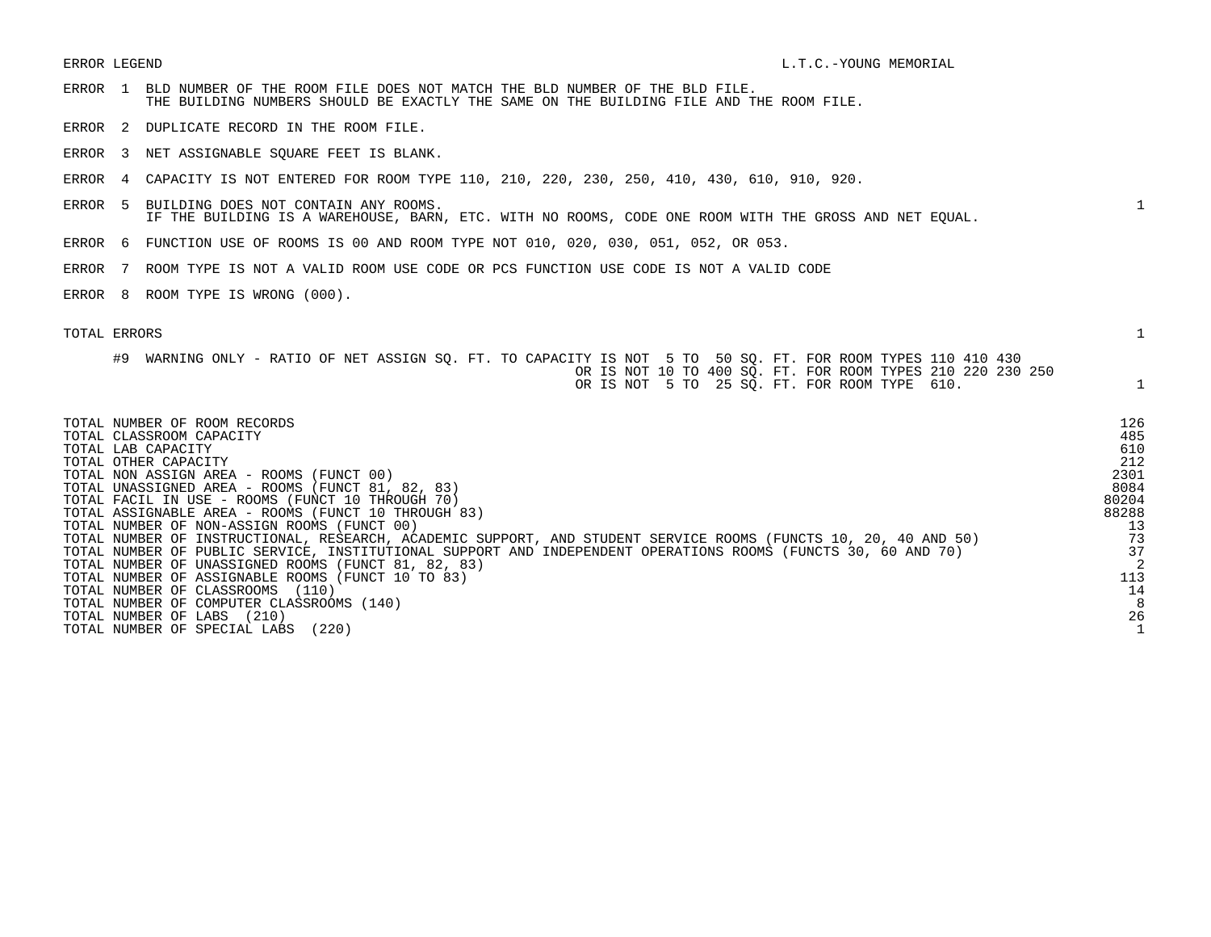ERROR LEGEND　　　　　　　　　　　　　　　　　　　　　　　　　L.T.C.-YOUNG MEMORIAL

| | | |
|---|---|---|
| ERROR 1 | BLD NUMBER OF THE ROOM FILE DOES NOT MATCH THE BLD NUMBER OF THE BLD FILE. THE BUILDING NUMBERS SHOULD BE EXACTLY THE SAME ON THE BUILDING FILE AND THE ROOM FILE. | |
| ERROR 2 | DUPLICATE RECORD IN THE ROOM FILE. | |
| ERROR 3 | NET ASSIGNABLE SQUARE FEET IS BLANK. | |
| ERROR 4 | CAPACITY IS NOT ENTERED FOR ROOM TYPE 110, 210, 220, 230, 250, 410, 430, 610, 910, 920. | |
| ERROR 5 | BUILDING DOES NOT CONTAIN ANY ROOMS. IF THE BUILDING IS A WAREHOUSE, BARN, ETC. WITH NO ROOMS, CODE ONE ROOM WITH THE GROSS AND NET EQUAL. | 1 |
| ERROR 6 | FUNCTION USE OF ROOMS IS 00 AND ROOM TYPE NOT 010, 020, 030, 051, 052, OR 053. | |
| ERROR 7 | ROOM TYPE IS NOT A VALID ROOM USE CODE OR PCS FUNCTION USE CODE IS NOT A VALID CODE | |
| ERROR 8 | ROOM TYPE IS WRONG (000). | |
| TOTAL ERRORS | | 1 |
| #9 | WARNING ONLY - RATIO OF NET ASSIGN SQ. FT. TO CAPACITY IS NOT 5 TO 50 SQ. FT. FOR ROOM TYPES 110 410 430 OR IS NOT 10 TO 400 SQ. FT. FOR ROOM TYPES 210 220 230 250 OR IS NOT 5 TO 25 SQ. FT. FOR ROOM TYPE 610. | 1 |

| | |
|---|---|
| TOTAL NUMBER OF ROOM RECORDS | 126 |
| TOTAL CLASSROOM CAPACITY | 485 |
| TOTAL LAB CAPACITY | 610 |
| TOTAL OTHER CAPACITY | 212 |
| TOTAL NON ASSIGN AREA - ROOMS (FUNCT 00) | 2301 |
| TOTAL UNASSIGNED AREA - ROOMS (FUNCT 81, 82, 83) | 8084 |
| TOTAL FACIL IN USE - ROOMS (FUNCT 10 THROUGH 70) | 80204 |
| TOTAL ASSIGNABLE AREA - ROOMS (FUNCT 10 THROUGH 83) | 88288 |
| TOTAL NUMBER OF NON-ASSIGN ROOMS (FUNCT 00) | 13 |
| TOTAL NUMBER OF INSTRUCTIONAL, RESEARCH, ACADEMIC SUPPORT, AND STUDENT SERVICE ROOMS (FUNCTS 10, 20, 40 AND 50) | 73 |
| TOTAL NUMBER OF PUBLIC SERVICE, INSTITUTIONAL SUPPORT AND INDEPENDENT OPERATIONS ROOMS (FUNCTS 30, 60 AND 70) | 37 |
| TOTAL NUMBER OF UNASSIGNED ROOMS (FUNCT 81, 82, 83) | 2 |
| TOTAL NUMBER OF ASSIGNABLE ROOMS (FUNCT 10 TO 83) | 113 |
| TOTAL NUMBER OF CLASSROOMS (110) | 14 |
| TOTAL NUMBER OF COMPUTER CLASSROOMS (140) | 8 |
| TOTAL NUMBER OF LABS (210) | 26 |
| TOTAL NUMBER OF SPECIAL LABS (220) | 1 |